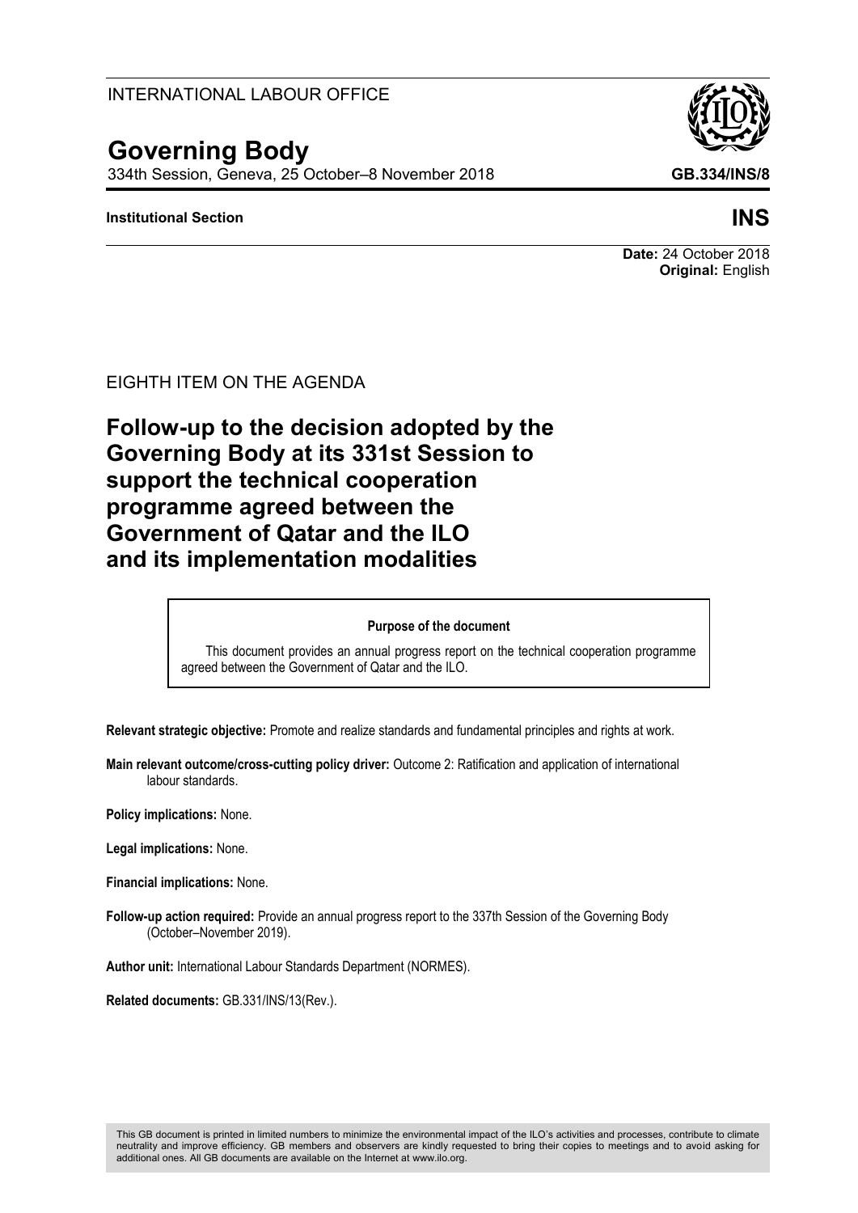INTERNATIONAL LABOUR OFFICE

# Governing Body

334th Session, Geneva, 25 October–8 November 2018

**GB.334/INS/8**

**Institutional Section**

**INS**

**Date:** 24 October 2018
**Original:** English

EIGHTH ITEM ON THE AGENDA

# Follow-up to the decision adopted by the Governing Body at its 331st Session to support the technical cooperation programme agreed between the Government of Qatar and the ILO and its implementation modalities

**Purpose of the document**

This document provides an annual progress report on the technical cooperation programme agreed between the Government of Qatar and the ILO.

**Relevant strategic objective:** Promote and realize standards and fundamental principles and rights at work.

**Main relevant outcome/cross-cutting policy driver:** Outcome 2: Ratification and application of international labour standards.

**Policy implications:** None.

**Legal implications:** None.

**Financial implications:** None.

**Follow-up action required:** Provide an annual progress report to the 337th Session of the Governing Body (October–November 2019).

**Author unit:** International Labour Standards Department (NORMES).

**Related documents:** GB.331/INS/13(Rev.).

This GB document is printed in limited numbers to minimize the environmental impact of the ILO's activities and processes, contribute to climate neutrality and improve efficiency. GB members and observers are kindly requested to bring their copies to meetings and to avoid asking for additional ones. All GB documents are available on the Internet at www.ilo.org.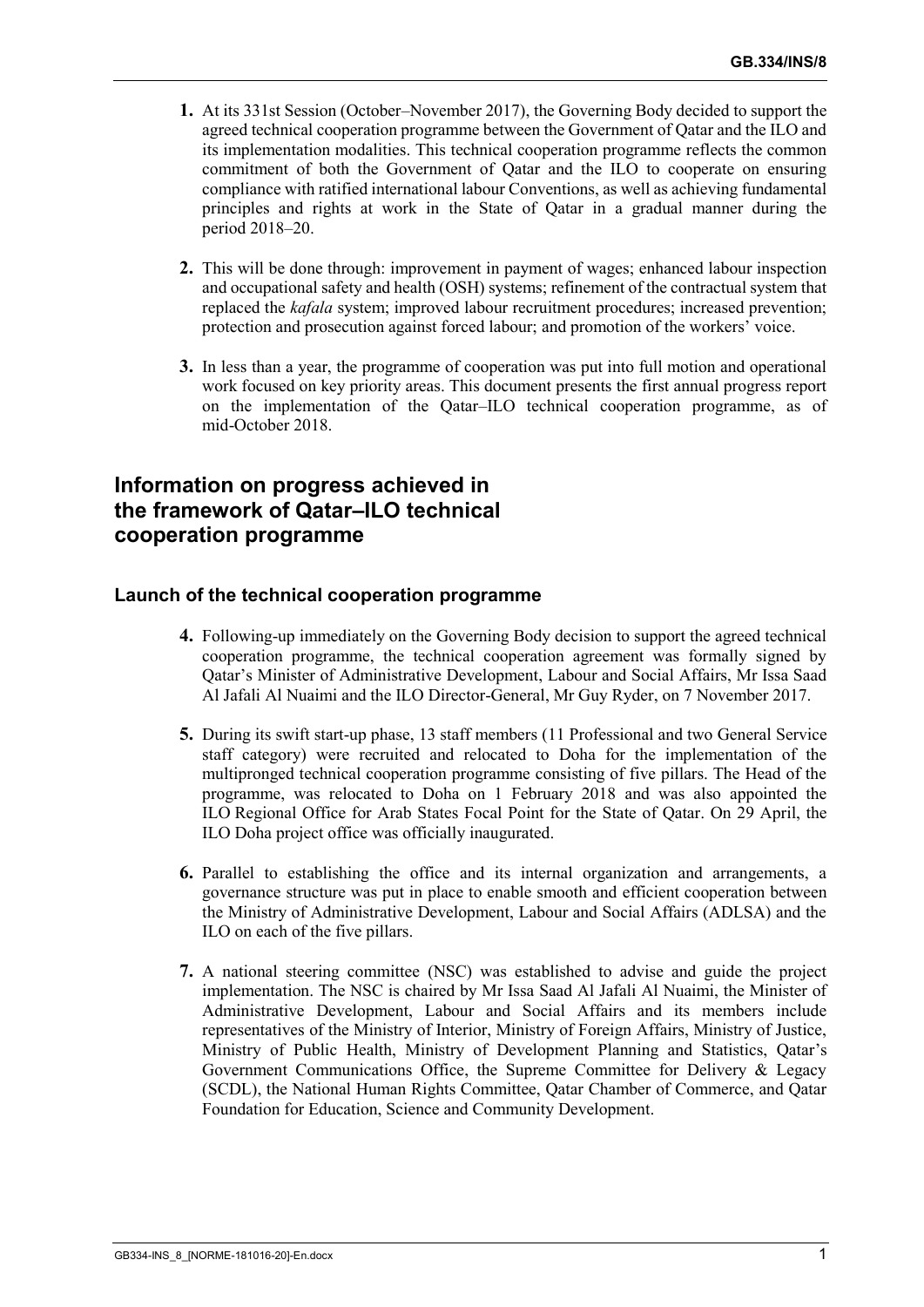1. At its 331st Session (October–November 2017), the Governing Body decided to support the agreed technical cooperation programme between the Government of Qatar and the ILO and its implementation modalities. This technical cooperation programme reflects the common commitment of both the Government of Qatar and the ILO to cooperate on ensuring compliance with ratified international labour Conventions, as well as achieving fundamental principles and rights at work in the State of Qatar in a gradual manner during the period 2018–20.

2. This will be done through: improvement in payment of wages; enhanced labour inspection and occupational safety and health (OSH) systems; refinement of the contractual system that replaced the *kafala* system; improved labour recruitment procedures; increased prevention; protection and prosecution against forced labour; and promotion of the workers' voice.

3. In less than a year, the programme of cooperation was put into full motion and operational work focused on key priority areas. This document presents the first annual progress report on the implementation of the Qatar–ILO technical cooperation programme, as of mid-October 2018.

## Information on progress achieved in the framework of Qatar–ILO technical cooperation programme

### Launch of the technical cooperation programme

4. Following-up immediately on the Governing Body decision to support the agreed technical cooperation programme, the technical cooperation agreement was formally signed by Qatar's Minister of Administrative Development, Labour and Social Affairs, Mr Issa Saad Al Jafali Al Nuaimi and the ILO Director-General, Mr Guy Ryder, on 7 November 2017.

5. During its swift start-up phase, 13 staff members (11 Professional and two General Service staff category) were recruited and relocated to Doha for the implementation of the multipronged technical cooperation programme consisting of five pillars. The Head of the programme, was relocated to Doha on 1 February 2018 and was also appointed the ILO Regional Office for Arab States Focal Point for the State of Qatar. On 29 April, the ILO Doha project office was officially inaugurated.

6. Parallel to establishing the office and its internal organization and arrangements, a governance structure was put in place to enable smooth and efficient cooperation between the Ministry of Administrative Development, Labour and Social Affairs (ADLSA) and the ILO on each of the five pillars.

7. A national steering committee (NSC) was established to advise and guide the project implementation. The NSC is chaired by Mr Issa Saad Al Jafali Al Nuaimi, the Minister of Administrative Development, Labour and Social Affairs and its members include representatives of the Ministry of Interior, Ministry of Foreign Affairs, Ministry of Justice, Ministry of Public Health, Ministry of Development Planning and Statistics, Qatar's Government Communications Office, the Supreme Committee for Delivery & Legacy (SCDL), the National Human Rights Committee, Qatar Chamber of Commerce, and Qatar Foundation for Education, Science and Community Development.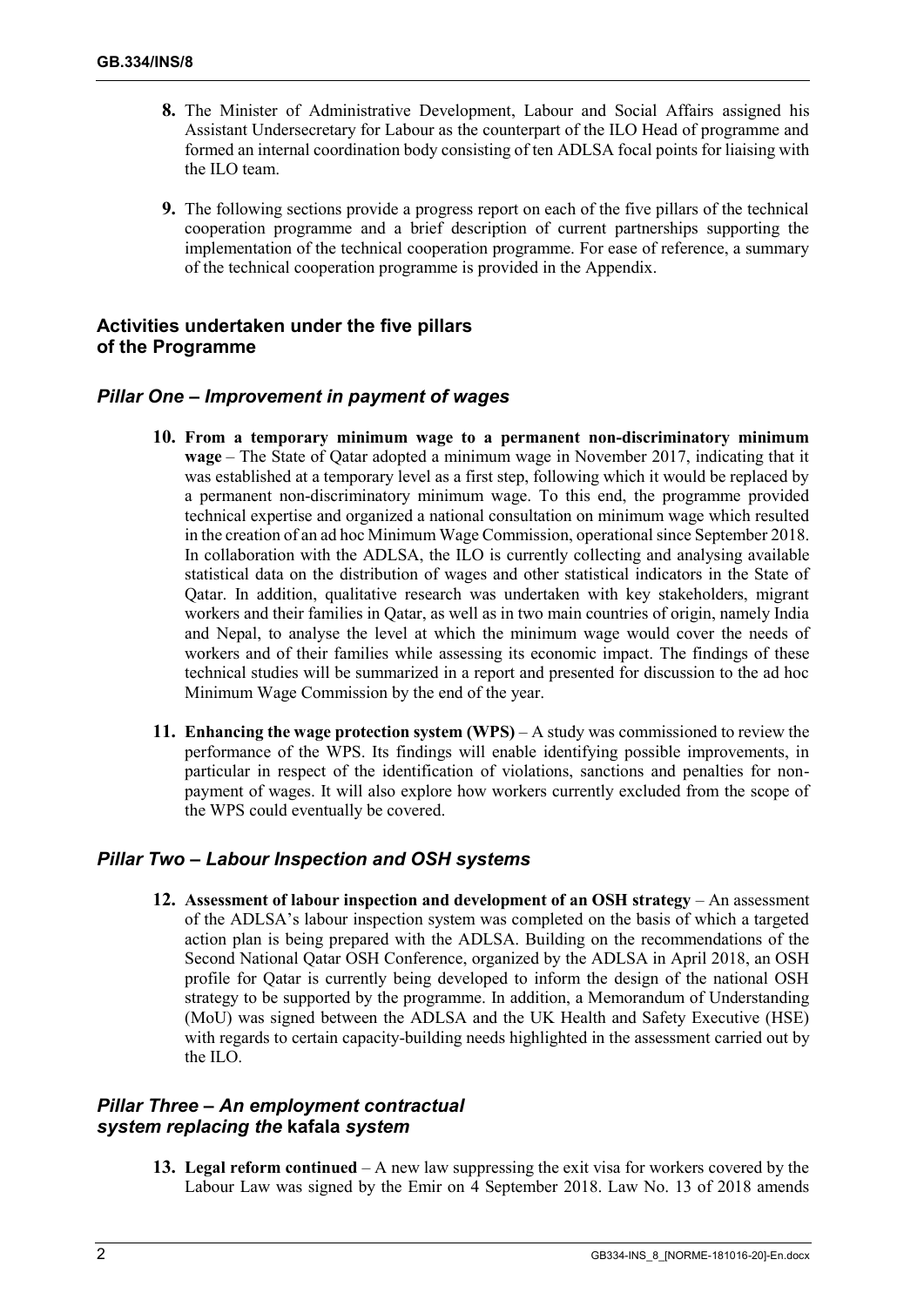**8.** The Minister of Administrative Development, Labour and Social Affairs assigned his Assistant Undersecretary for Labour as the counterpart of the ILO Head of programme and formed an internal coordination body consisting of ten ADLSA focal points for liaising with the ILO team.

**9.** The following sections provide a progress report on each of the five pillars of the technical cooperation programme and a brief description of current partnerships supporting the implementation of the technical cooperation programme. For ease of reference, a summary of the technical cooperation programme is provided in the Appendix.

## Activities undertaken under the five pillars of the Programme

### *Pillar One – Improvement in payment of wages*

**10. From a temporary minimum wage to a permanent non-discriminatory minimum wage** – The State of Qatar adopted a minimum wage in November 2017, indicating that it was established at a temporary level as a first step, following which it would be replaced by a permanent non-discriminatory minimum wage. To this end, the programme provided technical expertise and organized a national consultation on minimum wage which resulted in the creation of an ad hoc Minimum Wage Commission, operational since September 2018. In collaboration with the ADLSA, the ILO is currently collecting and analysing available statistical data on the distribution of wages and other statistical indicators in the State of Qatar. In addition, qualitative research was undertaken with key stakeholders, migrant workers and their families in Qatar, as well as in two main countries of origin, namely India and Nepal, to analyse the level at which the minimum wage would cover the needs of workers and of their families while assessing its economic impact. The findings of these technical studies will be summarized in a report and presented for discussion to the ad hoc Minimum Wage Commission by the end of the year.

**11. Enhancing the wage protection system (WPS)** – A study was commissioned to review the performance of the WPS. Its findings will enable identifying possible improvements, in particular in respect of the identification of violations, sanctions and penalties for non-payment of wages. It will also explore how workers currently excluded from the scope of the WPS could eventually be covered.

### *Pillar Two – Labour Inspection and OSH systems*

**12. Assessment of labour inspection and development of an OSH strategy** – An assessment of the ADLSA's labour inspection system was completed on the basis of which a targeted action plan is being prepared with the ADLSA. Building on the recommendations of the Second National Qatar OSH Conference, organized by the ADLSA in April 2018, an OSH profile for Qatar is currently being developed to inform the design of the national OSH strategy to be supported by the programme. In addition, a Memorandum of Understanding (MoU) was signed between the ADLSA and the UK Health and Safety Executive (HSE) with regards to certain capacity-building needs highlighted in the assessment carried out by the ILO.

### *Pillar Three – An employment contractual system replacing the* kafala *system*

**13. Legal reform continued** – A new law suppressing the exit visa for workers covered by the Labour Law was signed by the Emir on 4 September 2018. Law No. 13 of 2018 amends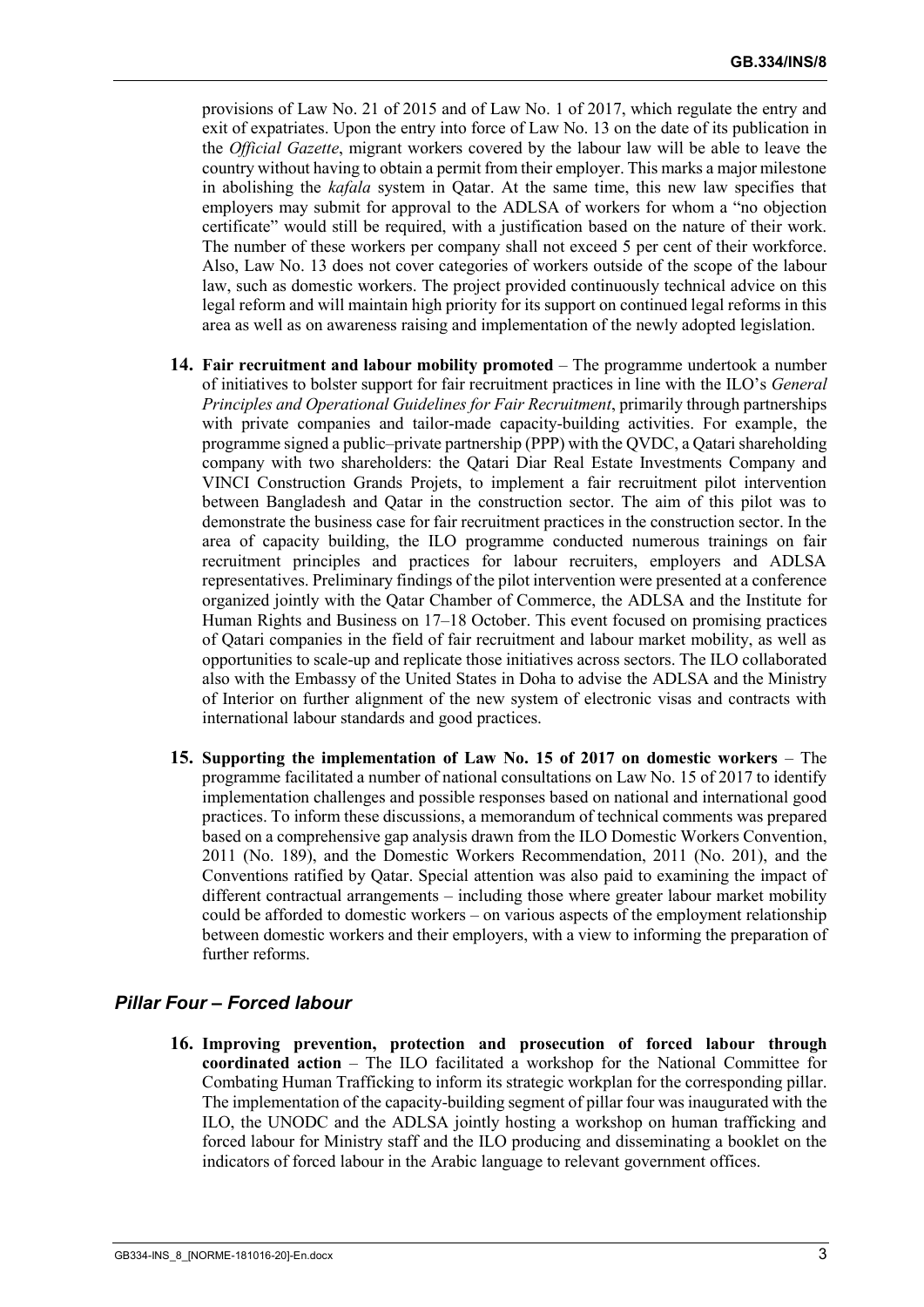provisions of Law No. 21 of 2015 and of Law No. 1 of 2017, which regulate the entry and exit of expatriates. Upon the entry into force of Law No. 13 on the date of its publication in the *Official Gazette*, migrant workers covered by the labour law will be able to leave the country without having to obtain a permit from their employer. This marks a major milestone in abolishing the *kafala* system in Qatar. At the same time, this new law specifies that employers may submit for approval to the ADLSA of workers for whom a "no objection certificate" would still be required, with a justification based on the nature of their work. The number of these workers per company shall not exceed 5 per cent of their workforce. Also, Law No. 13 does not cover categories of workers outside of the scope of the labour law, such as domestic workers. The project provided continuously technical advice on this legal reform and will maintain high priority for its support on continued legal reforms in this area as well as on awareness raising and implementation of the newly adopted legislation.

**14. Fair recruitment and labour mobility promoted** – The programme undertook a number of initiatives to bolster support for fair recruitment practices in line with the ILO's *General Principles and Operational Guidelines for Fair Recruitment*, primarily through partnerships with private companies and tailor-made capacity-building activities. For example, the programme signed a public–private partnership (PPP) with the QVDC, a Qatari shareholding company with two shareholders: the Qatari Diar Real Estate Investments Company and VINCI Construction Grands Projets, to implement a fair recruitment pilot intervention between Bangladesh and Qatar in the construction sector. The aim of this pilot was to demonstrate the business case for fair recruitment practices in the construction sector. In the area of capacity building, the ILO programme conducted numerous trainings on fair recruitment principles and practices for labour recruiters, employers and ADLSA representatives. Preliminary findings of the pilot intervention were presented at a conference organized jointly with the Qatar Chamber of Commerce, the ADLSA and the Institute for Human Rights and Business on 17–18 October. This event focused on promising practices of Qatari companies in the field of fair recruitment and labour market mobility, as well as opportunities to scale-up and replicate those initiatives across sectors. The ILO collaborated also with the Embassy of the United States in Doha to advise the ADLSA and the Ministry of Interior on further alignment of the new system of electronic visas and contracts with international labour standards and good practices.

**15. Supporting the implementation of Law No. 15 of 2017 on domestic workers** – The programme facilitated a number of national consultations on Law No. 15 of 2017 to identify implementation challenges and possible responses based on national and international good practices. To inform these discussions, a memorandum of technical comments was prepared based on a comprehensive gap analysis drawn from the ILO Domestic Workers Convention, 2011 (No. 189), and the Domestic Workers Recommendation, 2011 (No. 201), and the Conventions ratified by Qatar. Special attention was also paid to examining the impact of different contractual arrangements – including those where greater labour market mobility could be afforded to domestic workers – on various aspects of the employment relationship between domestic workers and their employers, with a view to informing the preparation of further reforms.

### *Pillar Four – Forced labour*

**16. Improving prevention, protection and prosecution of forced labour through coordinated action** – The ILO facilitated a workshop for the National Committee for Combating Human Trafficking to inform its strategic workplan for the corresponding pillar. The implementation of the capacity-building segment of pillar four was inaugurated with the ILO, the UNODC and the ADLSA jointly hosting a workshop on human trafficking and forced labour for Ministry staff and the ILO producing and disseminating a booklet on the indicators of forced labour in the Arabic language to relevant government offices.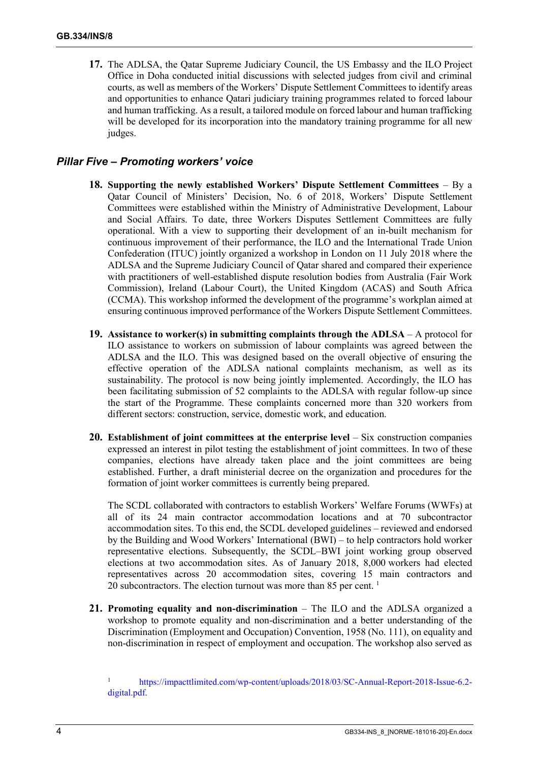**17.** The ADLSA, the Qatar Supreme Judiciary Council, the US Embassy and the ILO Project Office in Doha conducted initial discussions with selected judges from civil and criminal courts, as well as members of the Workers' Dispute Settlement Committees to identify areas and opportunities to enhance Qatari judiciary training programmes related to forced labour and human trafficking. As a result, a tailored module on forced labour and human trafficking will be developed for its incorporation into the mandatory training programme for all new judges.

### *Pillar Five – Promoting workers' voice*

**18.** **Supporting the newly established Workers' Dispute Settlement Committees** – By a Qatar Council of Ministers' Decision, No. 6 of 2018, Workers' Dispute Settlement Committees were established within the Ministry of Administrative Development, Labour and Social Affairs. To date, three Workers Disputes Settlement Committees are fully operational. With a view to supporting their development of an in-built mechanism for continuous improvement of their performance, the ILO and the International Trade Union Confederation (ITUC) jointly organized a workshop in London on 11 July 2018 where the ADLSA and the Supreme Judiciary Council of Qatar shared and compared their experience with practitioners of well-established dispute resolution bodies from Australia (Fair Work Commission), Ireland (Labour Court), the United Kingdom (ACAS) and South Africa (CCMA). This workshop informed the development of the programme's workplan aimed at ensuring continuous improved performance of the Workers Dispute Settlement Committees.

**19.** **Assistance to worker(s) in submitting complaints through the ADLSA** – A protocol for ILO assistance to workers on submission of labour complaints was agreed between the ADLSA and the ILO. This was designed based on the overall objective of ensuring the effective operation of the ADLSA national complaints mechanism, as well as its sustainability. The protocol is now being jointly implemented. Accordingly, the ILO has been facilitating submission of 52 complaints to the ADLSA with regular follow-up since the start of the Programme. These complaints concerned more than 320 workers from different sectors: construction, service, domestic work, and education.

**20.** **Establishment of joint committees at the enterprise level** – Six construction companies expressed an interest in pilot testing the establishment of joint committees. In two of these companies, elections have already taken place and the joint committees are being established. Further, a draft ministerial decree on the organization and procedures for the formation of joint worker committees is currently being prepared.

The SCDL collaborated with contractors to establish Workers' Welfare Forums (WWFs) at all of its 24 main contractor accommodation locations and at 70 subcontractor accommodation sites. To this end, the SCDL developed guidelines – reviewed and endorsed by the Building and Wood Workers' International (BWI) – to help contractors hold worker representative elections. Subsequently, the SCDL–BWI joint working group observed elections at two accommodation sites. As of January 2018, 8,000 workers had elected representatives across 20 accommodation sites, covering 15 main contractors and 20 subcontractors. The election turnout was more than 85 per cent. [1]

**21.** **Promoting equality and non-discrimination** – The ILO and the ADLSA organized a workshop to promote equality and non-discrimination and a better understanding of the Discrimination (Employment and Occupation) Convention, 1958 (No. 111), on equality and non-discrimination in respect of employment and occupation. The workshop also served as

[1] https://impacttlimited.com/wp-content/uploads/2018/03/SC-Annual-Report-2018-Issue-6.2-digital.pdf.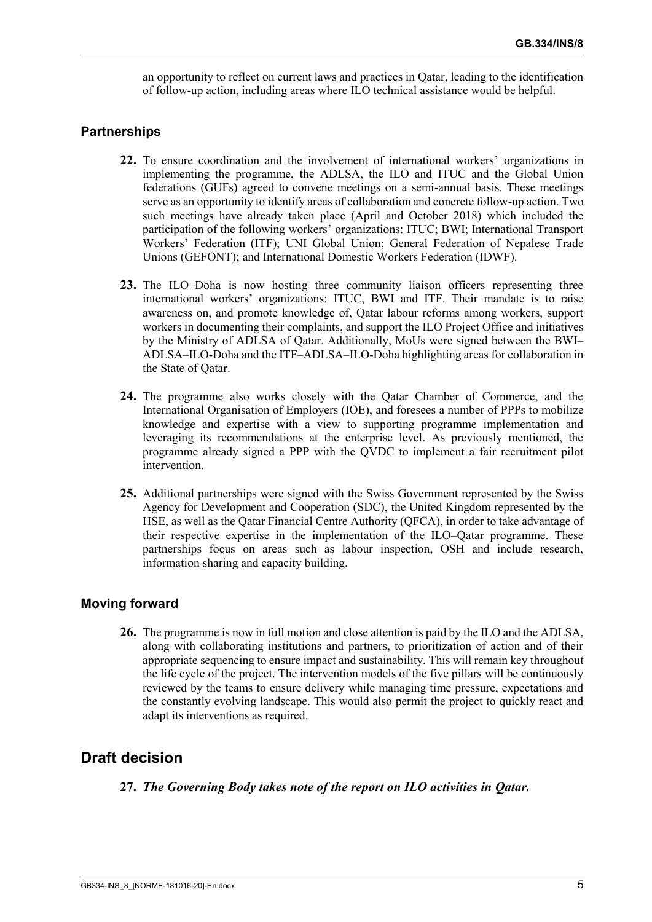an opportunity to reflect on current laws and practices in Qatar, leading to the identification of follow-up action, including areas where ILO technical assistance would be helpful.

### Partnerships

**22.** To ensure coordination and the involvement of international workers' organizations in implementing the programme, the ADLSA, the ILO and ITUC and the Global Union federations (GUFs) agreed to convene meetings on a semi-annual basis. These meetings serve as an opportunity to identify areas of collaboration and concrete follow-up action. Two such meetings have already taken place (April and October 2018) which included the participation of the following workers' organizations: ITUC; BWI; International Transport Workers' Federation (ITF); UNI Global Union; General Federation of Nepalese Trade Unions (GEFONT); and International Domestic Workers Federation (IDWF).

**23.** The ILO–Doha is now hosting three community liaison officers representing three international workers' organizations: ITUC, BWI and ITF. Their mandate is to raise awareness on, and promote knowledge of, Qatar labour reforms among workers, support workers in documenting their complaints, and support the ILO Project Office and initiatives by the Ministry of ADLSA of Qatar. Additionally, MoUs were signed between the BWI–ADLSA–ILO-Doha and the ITF–ADLSA–ILO-Doha highlighting areas for collaboration in the State of Qatar.

**24.** The programme also works closely with the Qatar Chamber of Commerce, and the International Organisation of Employers (IOE), and foresees a number of PPPs to mobilize knowledge and expertise with a view to supporting programme implementation and leveraging its recommendations at the enterprise level. As previously mentioned, the programme already signed a PPP with the QVDC to implement a fair recruitment pilot intervention.

**25.** Additional partnerships were signed with the Swiss Government represented by the Swiss Agency for Development and Cooperation (SDC), the United Kingdom represented by the HSE, as well as the Qatar Financial Centre Authority (QFCA), in order to take advantage of their respective expertise in the implementation of the ILO–Qatar programme. These partnerships focus on areas such as labour inspection, OSH and include research, information sharing and capacity building.

### Moving forward

**26.** The programme is now in full motion and close attention is paid by the ILO and the ADLSA, along with collaborating institutions and partners, to prioritization of action and of their appropriate sequencing to ensure impact and sustainability. This will remain key throughout the life cycle of the project. The intervention models of the five pillars will be continuously reviewed by the teams to ensure delivery while managing time pressure, expectations and the constantly evolving landscape. This would also permit the project to quickly react and adapt its interventions as required.

## Draft decision

**27.** ***The Governing Body takes note of the report on ILO activities in Qatar.***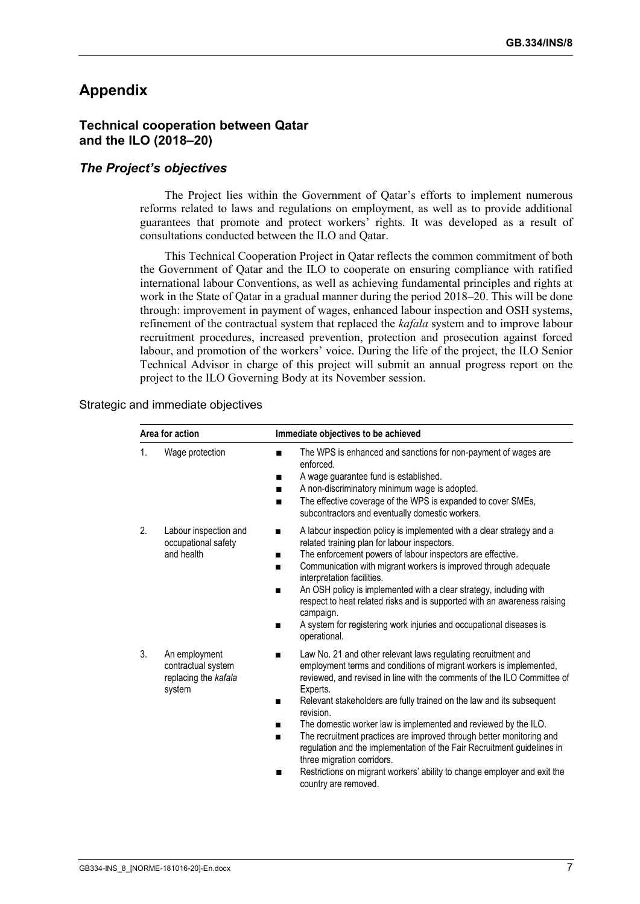## Appendix

### Technical cooperation between Qatar and the ILO (2018–20)

### *The Project's objectives*

The Project lies within the Government of Qatar's efforts to implement numerous reforms related to laws and regulations on employment, as well as to provide additional guarantees that promote and protect workers' rights. It was developed as a result of consultations conducted between the ILO and Qatar.

This Technical Cooperation Project in Qatar reflects the common commitment of both the Government of Qatar and the ILO to cooperate on ensuring compliance with ratified international labour Conventions, as well as achieving fundamental principles and rights at work in the State of Qatar in a gradual manner during the period 2018–20. This will be done through: improvement in payment of wages, enhanced labour inspection and OSH systems, refinement of the contractual system that replaced the *kafala* system and to improve labour recruitment procedures, increased prevention, protection and prosecution against forced labour, and promotion of the workers' voice. During the life of the project, the ILO Senior Technical Advisor in charge of this project will submit an annual progress report on the project to the ILO Governing Body at its November session.

Strategic and immediate objectives

| Area for action | Immediate objectives to be achieved |
|---|---|
| 1. Wage protection | ■ The WPS is enhanced and sanctions for non-payment of wages are enforced.<br>■ A wage guarantee fund is established.<br>■ A non-discriminatory minimum wage is adopted.<br>■ The effective coverage of the WPS is expanded to cover SMEs, subcontractors and eventually domestic workers. |
| 2. Labour inspection and occupational safety and health | ■ A labour inspection policy is implemented with a clear strategy and a related training plan for labour inspectors.<br>■ The enforcement powers of labour inspectors are effective.<br>■ Communication with migrant workers is improved through adequate interpretation facilities.<br>■ An OSH policy is implemented with a clear strategy, including with respect to heat related risks and is supported with an awareness raising campaign.<br>■ A system for registering work injuries and occupational diseases is operational. |
| 3. An employment contractual system replacing the *kafala* system | ■ Law No. 21 and other relevant laws regulating recruitment and employment terms and conditions of migrant workers is implemented, reviewed, and revised in line with the comments of the ILO Committee of Experts.<br>■ Relevant stakeholders are fully trained on the law and its subsequent revision.<br>■ The domestic worker law is implemented and reviewed by the ILO.<br>■ The recruitment practices are improved through better monitoring and regulation and the implementation of the Fair Recruitment guidelines in three migration corridors.<br>■ Restrictions on migrant workers' ability to change employer and exit the country are removed. |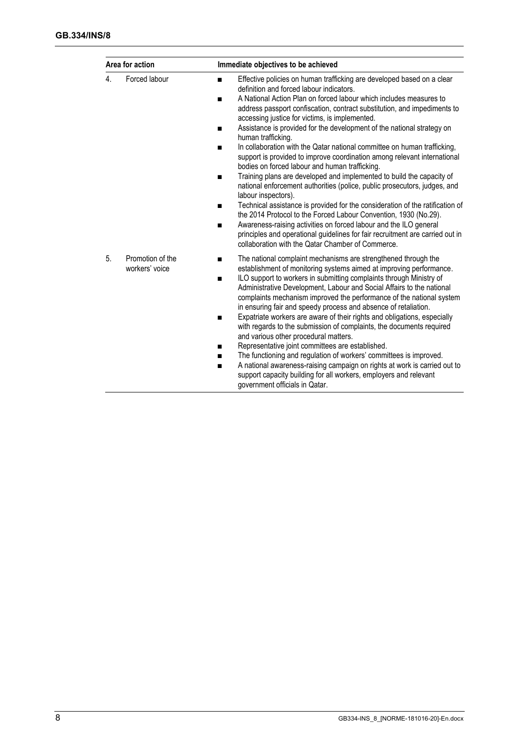| Area for action | Immediate objectives to be achieved |
|---|---|
| 4. Forced labour | ■ Effective policies on human trafficking are developed based on a clear definition and forced labour indicators.<br>■ A National Action Plan on forced labour which includes measures to address passport confiscation, contract substitution, and impediments to accessing justice for victims, is implemented.<br>■ Assistance is provided for the development of the national strategy on human trafficking.<br>■ In collaboration with the Qatar national committee on human trafficking, support is provided to improve coordination among relevant international bodies on forced labour and human trafficking.<br>■ Training plans are developed and implemented to build the capacity of national enforcement authorities (police, public prosecutors, judges, and labour inspectors).<br>■ Technical assistance is provided for the consideration of the ratification of the 2014 Protocol to the Forced Labour Convention, 1930 (No.29).<br>■ Awareness-raising activities on forced labour and the ILO general principles and operational guidelines for fair recruitment are carried out in collaboration with the Qatar Chamber of Commerce. |
| 5. Promotion of the workers' voice | ■ The national complaint mechanisms are strengthened through the establishment of monitoring systems aimed at improving performance.<br>■ ILO support to workers in submitting complaints through Ministry of Administrative Development, Labour and Social Affairs to the national complaints mechanism improved the performance of the national system in ensuring fair and speedy process and absence of retaliation.<br>■ Expatriate workers are aware of their rights and obligations, especially with regards to the submission of complaints, the documents required and various other procedural matters.<br>■ Representative joint committees are established.<br>■ The functioning and regulation of workers' committees is improved.<br>■ A national awareness-raising campaign on rights at work is carried out to support capacity building for all workers, employers and relevant government officials in Qatar. |